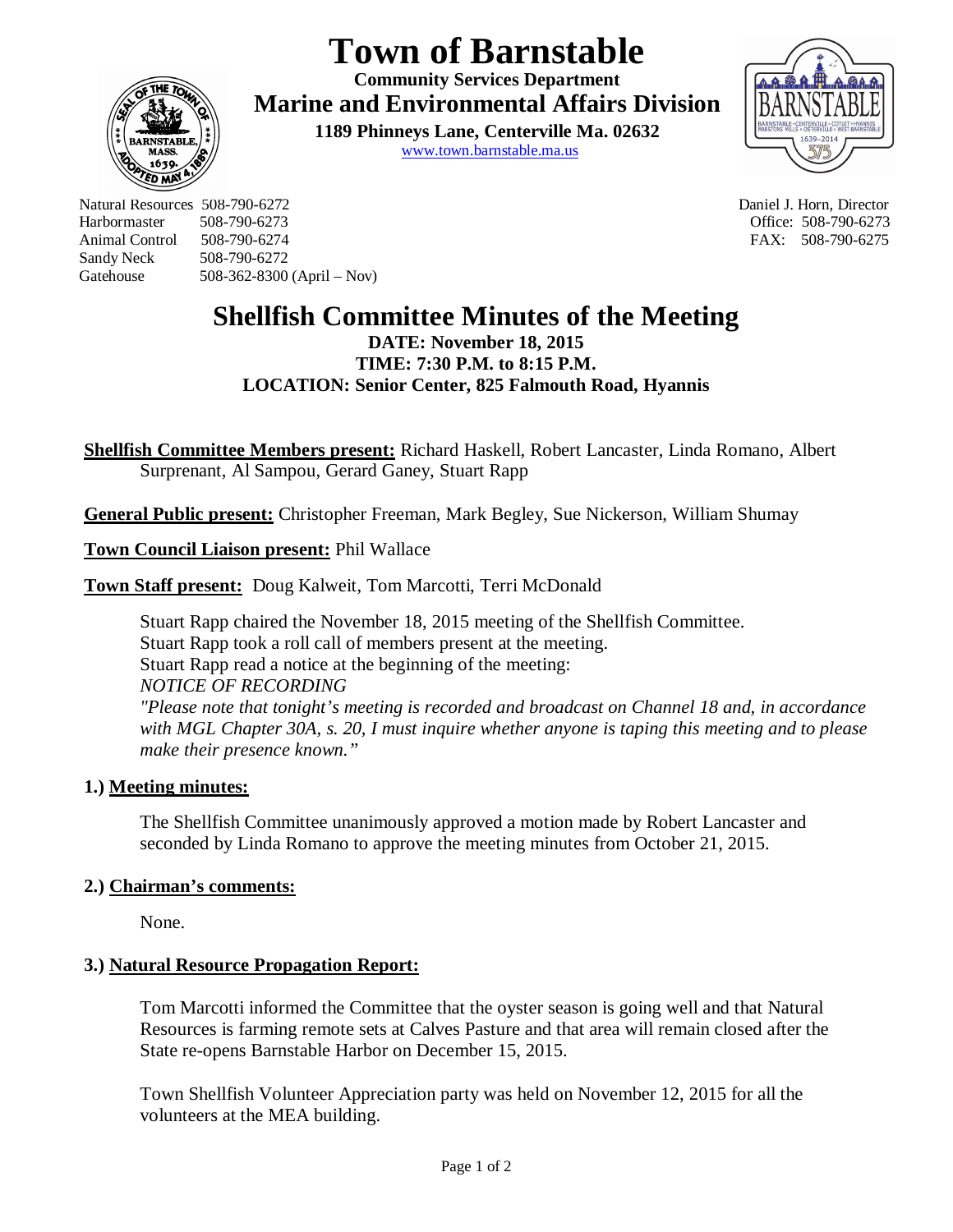# Town of Barnstable

**Community Services Department**

**Marine and Environmental Affairs Division**

**1189 Phinneys Lane, Centerville Ma. 02632**

www.town.barnstable.ma.us

Natural Resources 508-790-6272
Harbormaster 508-790-6273
Animal Control 508-790-6274
Sandy Neck 508-790-6272
Gatehouse 508-362-8300 (April – Nov)

Daniel J. Horn, Director
Office: 508-790-6273
FAX: 508-790-6275

# Shellfish Committee Minutes of the Meeting

**DATE: November 18, 2015**
**TIME: 7:30 P.M. to 8:15 P.M.**
**LOCATION: Senior Center, 825 Falmouth Road, Hyannis**

**Shellfish Committee Members present:** Richard Haskell, Robert Lancaster, Linda Romano, Albert Surprenant, Al Sampou, Gerard Ganey, Stuart Rapp

**General Public present:** Christopher Freeman, Mark Begley, Sue Nickerson, William Shumay

**Town Council Liaison present:** Phil Wallace

**Town Staff present:** Doug Kalweit, Tom Marcotti, Terri McDonald

Stuart Rapp chaired the November 18, 2015 meeting of the Shellfish Committee.
Stuart Rapp took a roll call of members present at the meeting.
Stuart Rapp read a notice at the beginning of the meeting:
*NOTICE OF RECORDING*
*"Please note that tonight's meeting is recorded and broadcast on Channel 18 and, in accordance with MGL Chapter 30A, s. 20, I must inquire whether anyone is taping this meeting and to please make their presence known."*

### 1.) Meeting minutes:

The Shellfish Committee unanimously approved a motion made by Robert Lancaster and seconded by Linda Romano to approve the meeting minutes from October 21, 2015.

### 2.) Chairman's comments:

None.

### 3.) Natural Resource Propagation Report:

Tom Marcotti informed the Committee that the oyster season is going well and that Natural Resources is farming remote sets at Calves Pasture and that area will remain closed after the State re-opens Barnstable Harbor on December 15, 2015.

Town Shellfish Volunteer Appreciation party was held on November 12, 2015 for all the volunteers at the MEA building.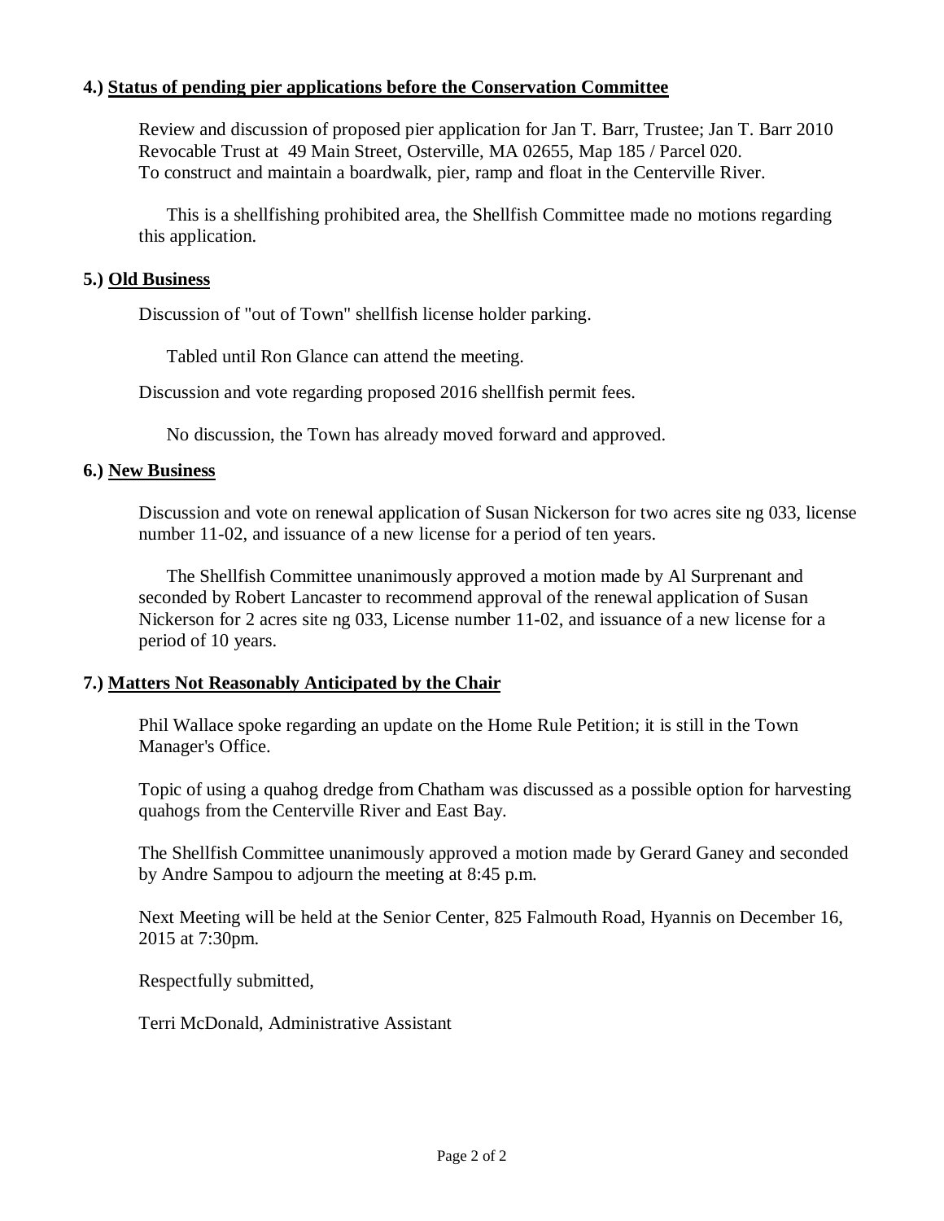**4.) Status of pending pier applications before the Conservation Committee**

Review and discussion of proposed pier application for Jan T. Barr, Trustee; Jan T. Barr 2010 Revocable Trust at 49 Main Street, Osterville, MA 02655, Map 185 / Parcel 020. To construct and maintain a boardwalk, pier, ramp and float in the Centerville River.

This is a shellfishing prohibited area, the Shellfish Committee made no motions regarding this application.

**5.) Old Business**

Discussion of "out of Town" shellfish license holder parking.

Tabled until Ron Glance can attend the meeting.

Discussion and vote regarding proposed 2016 shellfish permit fees.

No discussion, the Town has already moved forward and approved.

**6.) New Business**

Discussion and vote on renewal application of Susan Nickerson for two acres site ng 033, license number 11-02, and issuance of a new license for a period of ten years.

The Shellfish Committee unanimously approved a motion made by Al Surprenant and seconded by Robert Lancaster to recommend approval of the renewal application of Susan Nickerson for 2 acres site ng 033, License number 11-02, and issuance of a new license for a period of 10 years.

**7.) Matters Not Reasonably Anticipated by the Chair**

Phil Wallace spoke regarding an update on the Home Rule Petition; it is still in the Town Manager's Office.

Topic of using a quahog dredge from Chatham was discussed as a possible option for harvesting quahogs from the Centerville River and East Bay.

The Shellfish Committee unanimously approved a motion made by Gerard Ganey and seconded by Andre Sampou to adjourn the meeting at 8:45 p.m.

Next Meeting will be held at the Senior Center, 825 Falmouth Road, Hyannis on December 16, 2015 at 7:30pm.

Respectfully submitted,

Terri McDonald, Administrative Assistant